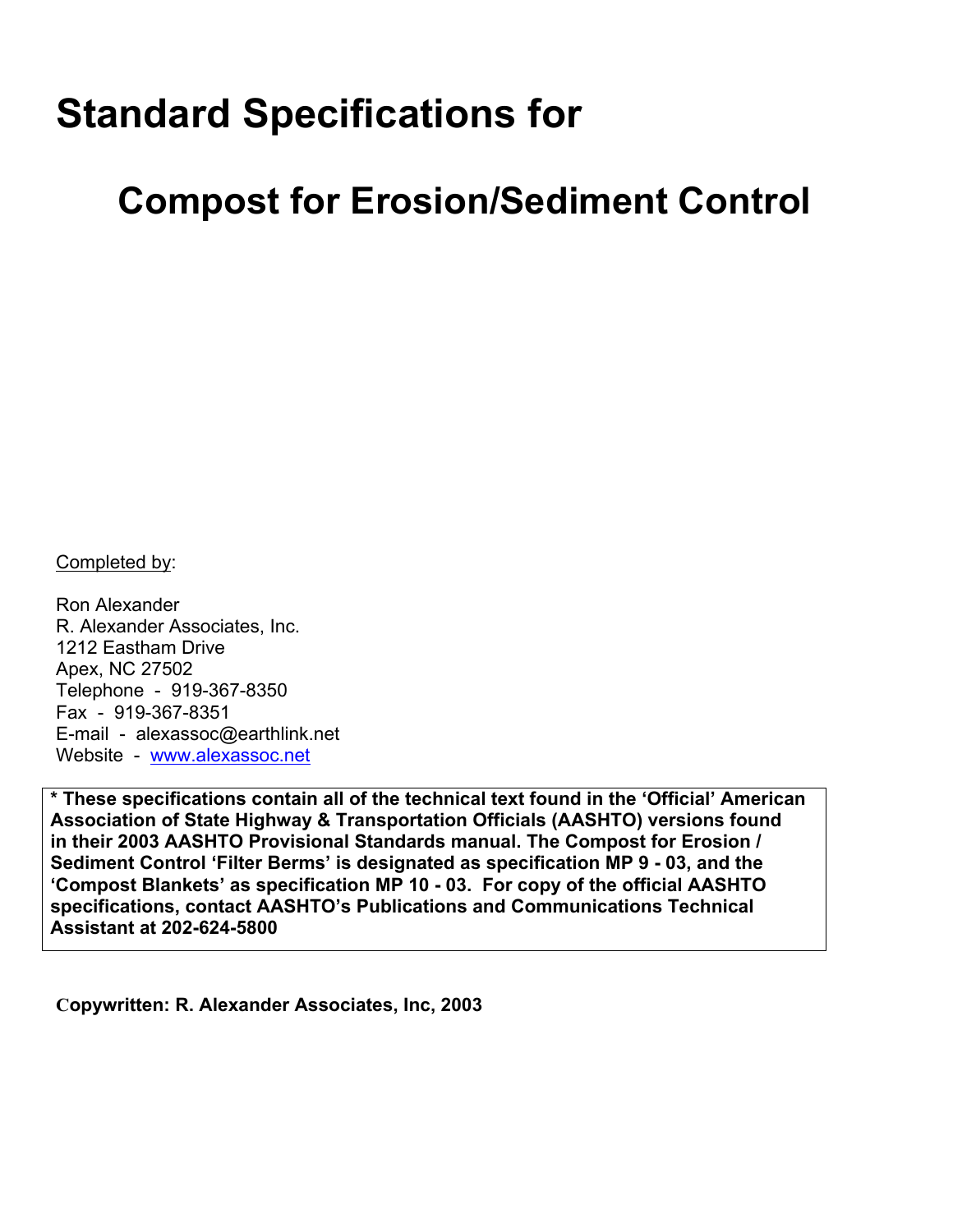# Standard Specifications for

# Compost for Erosion/Sediment Control

Completed by:

Ron Alexander
R. Alexander Associates, Inc.
1212 Eastham Drive
Apex, NC 27502
Telephone - 919-367-8350
Fax - 919-367-8351
E-mail - alexassoc@earthlink.net
Website - [www.alexassoc.net](http://www.alexassoc.net)

**\* These specifications contain all of the technical text found in the 'Official' American Association of State Highway & Transportation Officials (AASHTO) versions found in their 2003 AASHTO Provisional Standards manual. The Compost for Erosion / Sediment Control 'Filter Berms' is designated as specification MP 9 - 03, and the 'Compost Blankets' as specification MP 10 - 03. For copy of the official AASHTO specifications, contact AASHTO's Publications and Communications Technical Assistant at 202-624-5800**

**Copywritten: R. Alexander Associates, Inc, 2003**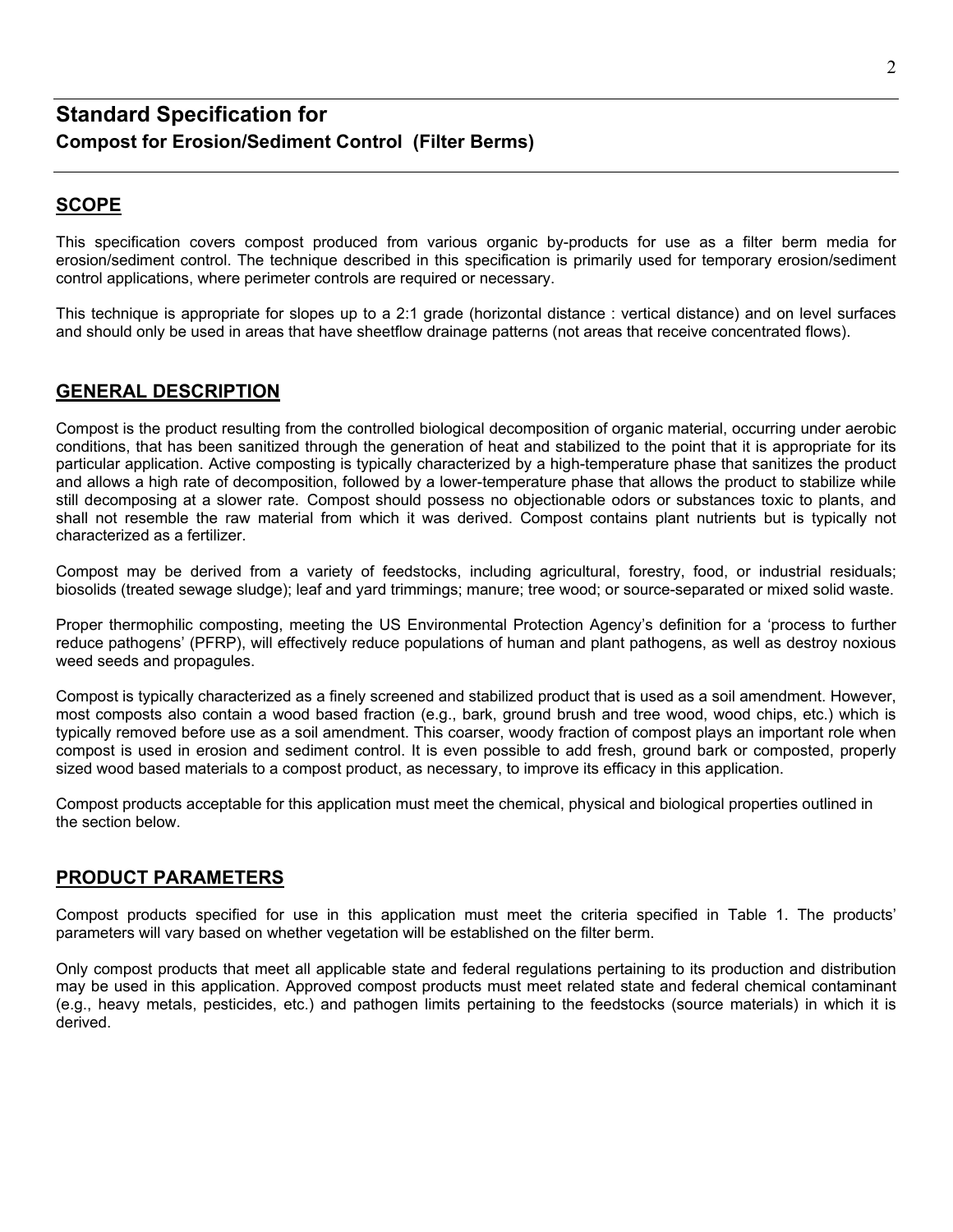# Standard Specification for

**Compost for Erosion/Sediment Control (Filter Berms)**

## SCOPE

This specification covers compost produced from various organic by-products for use as a filter berm media for erosion/sediment control. The technique described in this specification is primarily used for temporary erosion/sediment control applications, where perimeter controls are required or necessary.

This technique is appropriate for slopes up to a 2:1 grade (horizontal distance : vertical distance) and on level surfaces and should only be used in areas that have sheetflow drainage patterns (not areas that receive concentrated flows).

## GENERAL DESCRIPTION

Compost is the product resulting from the controlled biological decomposition of organic material, occurring under aerobic conditions, that has been sanitized through the generation of heat and stabilized to the point that it is appropriate for its particular application. Active composting is typically characterized by a high-temperature phase that sanitizes the product and allows a high rate of decomposition, followed by a lower-temperature phase that allows the product to stabilize while still decomposing at a slower rate. Compost should possess no objectionable odors or substances toxic to plants, and shall not resemble the raw material from which it was derived. Compost contains plant nutrients but is typically not characterized as a fertilizer.

Compost may be derived from a variety of feedstocks, including agricultural, forestry, food, or industrial residuals; biosolids (treated sewage sludge); leaf and yard trimmings; manure; tree wood; or source-separated or mixed solid waste.

Proper thermophilic composting, meeting the US Environmental Protection Agency's definition for a 'process to further reduce pathogens' (PFRP), will effectively reduce populations of human and plant pathogens, as well as destroy noxious weed seeds and propagules.

Compost is typically characterized as a finely screened and stabilized product that is used as a soil amendment. However, most composts also contain a wood based fraction (e.g., bark, ground brush and tree wood, wood chips, etc.) which is typically removed before use as a soil amendment. This coarser, woody fraction of compost plays an important role when compost is used in erosion and sediment control. It is even possible to add fresh, ground bark or composted, properly sized wood based materials to a compost product, as necessary, to improve its efficacy in this application.

Compost products acceptable for this application must meet the chemical, physical and biological properties outlined in the section below.

## PRODUCT PARAMETERS

Compost products specified for use in this application must meet the criteria specified in Table 1. The products' parameters will vary based on whether vegetation will be established on the filter berm.

Only compost products that meet all applicable state and federal regulations pertaining to its production and distribution may be used in this application. Approved compost products must meet related state and federal chemical contaminant (e.g., heavy metals, pesticides, etc.) and pathogen limits pertaining to the feedstocks (source materials) in which it is derived.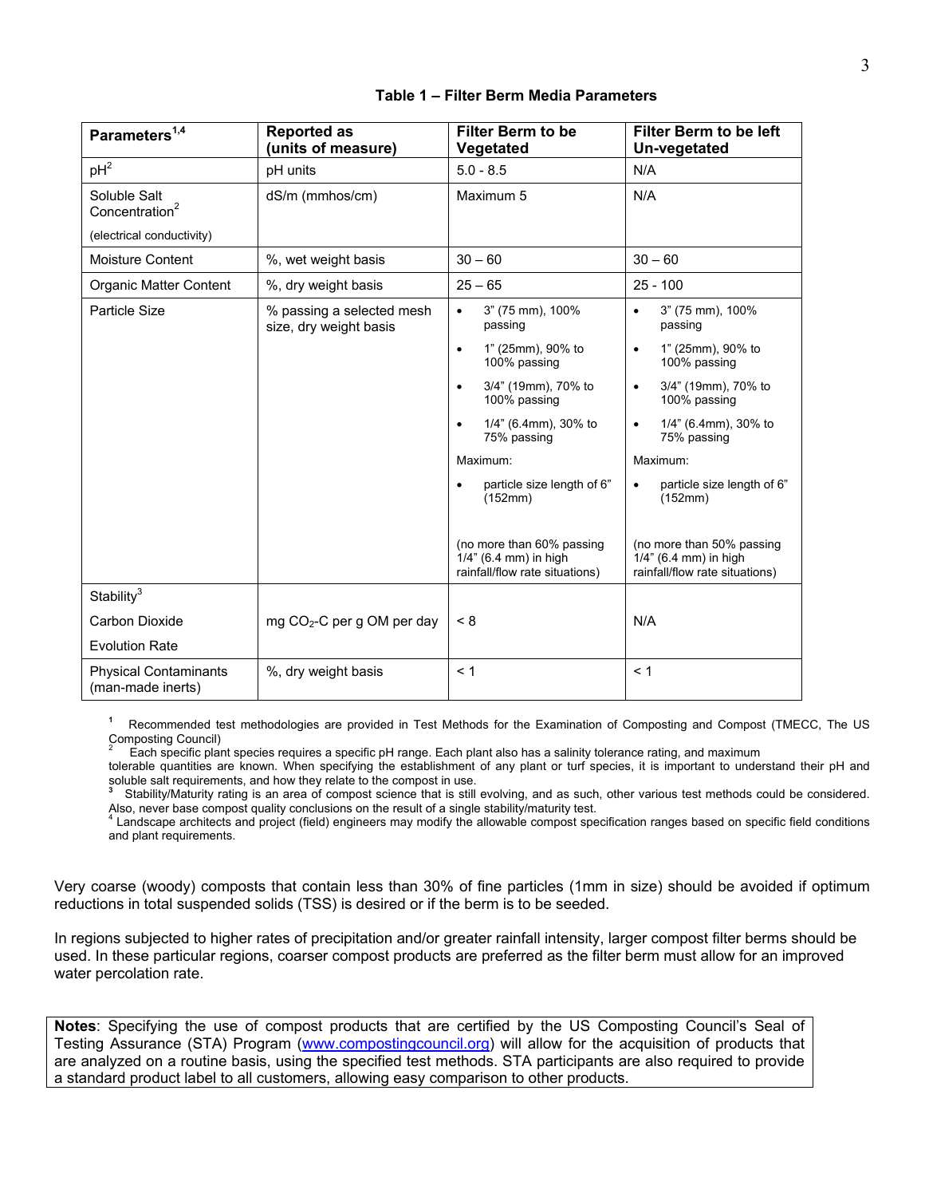**Table 1 – Filter Berm Media Parameters**

| Parameters[1,4] | Reported as (units of measure) | Filter Berm to be Vegetated | Filter Berm to be left Un-vegetated |
|---|---|---|---|
| pH[2] | pH units | 5.0 - 8.5 | N/A |
| Soluble Salt Concentration[2] (electrical conductivity) | dS/m (mmhos/cm) | Maximum 5 | N/A |
| Moisture Content | %, wet weight basis | 30 – 60 | 30 – 60 |
| Organic Matter Content | %, dry weight basis | 25 – 65 | 25 - 100 |
| Particle Size | % passing a selected mesh size, dry weight basis | • 3" (75 mm), 100% passing<br>• 1" (25mm), 90% to 100% passing<br>• 3/4" (19mm), 70% to 100% passing<br>• 1/4" (6.4mm), 30% to 75% passing<br>Maximum:<br>• particle size length of 6" (152mm)<br>(no more than 60% passing 1/4" (6.4 mm) in high rainfall/flow rate situations) | • 3" (75 mm), 100% passing<br>• 1" (25mm), 90% to 100% passing<br>• 3/4" (19mm), 70% to 100% passing<br>• 1/4" (6.4mm), 30% to 75% passing<br>Maximum:<br>• particle size length of 6" (152mm)<br>(no more than 50% passing 1/4" (6.4 mm) in high rainfall/flow rate situations) |
| Stability[3] Carbon Dioxide Evolution Rate | mg $CO_2$-C per g OM per day | < 8 | N/A |
| Physical Contaminants (man-made inerts) | %, dry weight basis | < 1 | < 1 |

[1] Recommended test methodologies are provided in Test Methods for the Examination of Composting and Compost (TMECC, The US Composting Council)

[2] Each specific plant species requires a specific pH range. Each plant also has a salinity tolerance rating, and maximum tolerable quantities are known. When specifying the establishment of any plant or turf species, it is important to understand their pH and soluble salt requirements, and how they relate to the compost in use.

[3] Stability/Maturity rating is an area of compost science that is still evolving, and as such, other various test methods could be considered. Also, never base compost quality conclusions on the result of a single stability/maturity test.

[4] Landscape architects and project (field) engineers may modify the allowable compost specification ranges based on specific field conditions and plant requirements.

Very coarse (woody) composts that contain less than 30% of fine particles (1mm in size) should be avoided if optimum reductions in total suspended solids (TSS) is desired or if the berm is to be seeded.

In regions subjected to higher rates of precipitation and/or greater rainfall intensity, larger compost filter berms should be used. In these particular regions, coarser compost products are preferred as the filter berm must allow for an improved water percolation rate.

**Notes**: Specifying the use of compost products that are certified by the US Composting Council's Seal of Testing Assurance (STA) Program (www.compostingcouncil.org) will allow for the acquisition of products that are analyzed on a routine basis, using the specified test methods. STA participants are also required to provide a standard product label to all customers, allowing easy comparison to other products.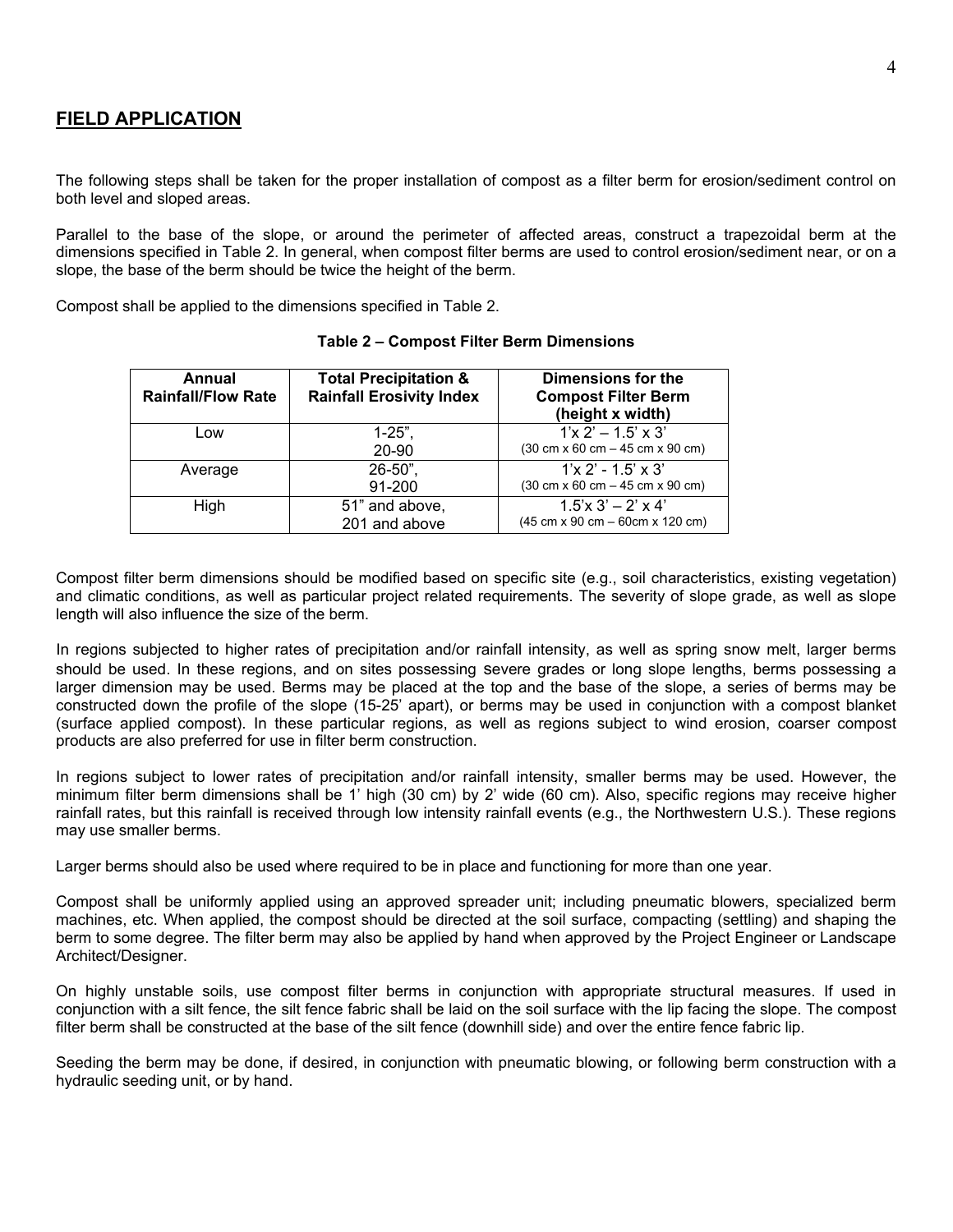## FIELD APPLICATION

The following steps shall be taken for the proper installation of compost as a filter berm for erosion/sediment control on both level and sloped areas.

Parallel to the base of the slope, or around the perimeter of affected areas, construct a trapezoidal berm at the dimensions specified in Table 2. In general, when compost filter berms are used to control erosion/sediment near, or on a slope, the base of the berm should be twice the height of the berm.

Compost shall be applied to the dimensions specified in Table 2.

**Table 2 – Compost Filter Berm Dimensions**

| Annual Rainfall/Flow Rate | Total Precipitation & Rainfall Erosivity Index | Dimensions for the Compost Filter Berm (height x width) |
|---|---|---|
| Low | 1-25", 20-90 | 1'x 2' – 1.5' x 3' (30 cm x 60 cm – 45 cm x 90 cm) |
| Average | 26-50", 91-200 | 1'x 2' - 1.5' x 3' (30 cm x 60 cm – 45 cm x 90 cm) |
| High | 51" and above, 201 and above | 1.5'x 3' – 2' x 4' (45 cm x 90 cm – 60cm x 120 cm) |

Compost filter berm dimensions should be modified based on specific site (e.g., soil characteristics, existing vegetation) and climatic conditions, as well as particular project related requirements. The severity of slope grade, as well as slope length will also influence the size of the berm.

In regions subjected to higher rates of precipitation and/or rainfall intensity, as well as spring snow melt, larger berms should be used. In these regions, and on sites possessing severe grades or long slope lengths, berms possessing a larger dimension may be used. Berms may be placed at the top and the base of the slope, a series of berms may be constructed down the profile of the slope (15-25' apart), or berms may be used in conjunction with a compost blanket (surface applied compost). In these particular regions, as well as regions subject to wind erosion, coarser compost products are also preferred for use in filter berm construction.

In regions subject to lower rates of precipitation and/or rainfall intensity, smaller berms may be used. However, the minimum filter berm dimensions shall be 1' high (30 cm) by 2' wide (60 cm). Also, specific regions may receive higher rainfall rates, but this rainfall is received through low intensity rainfall events (e.g., the Northwestern U.S.). These regions may use smaller berms.

Larger berms should also be used where required to be in place and functioning for more than one year.

Compost shall be uniformly applied using an approved spreader unit; including pneumatic blowers, specialized berm machines, etc. When applied, the compost should be directed at the soil surface, compacting (settling) and shaping the berm to some degree. The filter berm may also be applied by hand when approved by the Project Engineer or Landscape Architect/Designer.

On highly unstable soils, use compost filter berms in conjunction with appropriate structural measures. If used in conjunction with a silt fence, the silt fence fabric shall be laid on the soil surface with the lip facing the slope. The compost filter berm shall be constructed at the base of the silt fence (downhill side) and over the entire fence fabric lip.

Seeding the berm may be done, if desired, in conjunction with pneumatic blowing, or following berm construction with a hydraulic seeding unit, or by hand.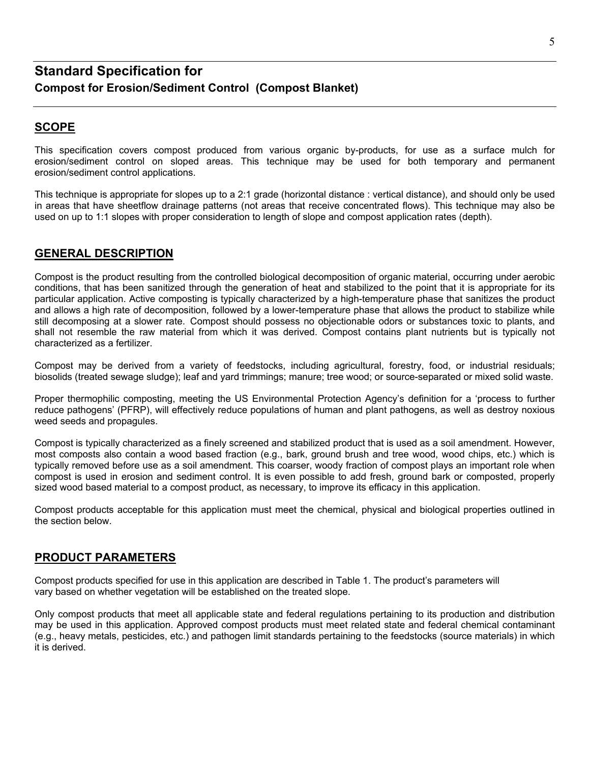# Standard Specification for

## Compost for Erosion/Sediment Control (Compost Blanket)

## SCOPE

This specification covers compost produced from various organic by-products, for use as a surface mulch for erosion/sediment control on sloped areas. This technique may be used for both temporary and permanent erosion/sediment control applications.

This technique is appropriate for slopes up to a 2:1 grade (horizontal distance : vertical distance), and should only be used in areas that have sheetflow drainage patterns (not areas that receive concentrated flows). This technique may also be used on up to 1:1 slopes with proper consideration to length of slope and compost application rates (depth).

## GENERAL DESCRIPTION

Compost is the product resulting from the controlled biological decomposition of organic material, occurring under aerobic conditions, that has been sanitized through the generation of heat and stabilized to the point that it is appropriate for its particular application. Active composting is typically characterized by a high-temperature phase that sanitizes the product and allows a high rate of decomposition, followed by a lower-temperature phase that allows the product to stabilize while still decomposing at a slower rate. Compost should possess no objectionable odors or substances toxic to plants, and shall not resemble the raw material from which it was derived. Compost contains plant nutrients but is typically not characterized as a fertilizer.

Compost may be derived from a variety of feedstocks, including agricultural, forestry, food, or industrial residuals; biosolids (treated sewage sludge); leaf and yard trimmings; manure; tree wood; or source-separated or mixed solid waste.

Proper thermophilic composting, meeting the US Environmental Protection Agency's definition for a 'process to further reduce pathogens' (PFRP), will effectively reduce populations of human and plant pathogens, as well as destroy noxious weed seeds and propagules.

Compost is typically characterized as a finely screened and stabilized product that is used as a soil amendment. However, most composts also contain a wood based fraction (e.g., bark, ground brush and tree wood, wood chips, etc.) which is typically removed before use as a soil amendment. This coarser, woody fraction of compost plays an important role when compost is used in erosion and sediment control. It is even possible to add fresh, ground bark or composted, properly sized wood based material to a compost product, as necessary, to improve its efficacy in this application.

Compost products acceptable for this application must meet the chemical, physical and biological properties outlined in the section below.

## PRODUCT PARAMETERS

Compost products specified for use in this application are described in Table 1. The product's parameters will vary based on whether vegetation will be established on the treated slope.

Only compost products that meet all applicable state and federal regulations pertaining to its production and distribution may be used in this application. Approved compost products must meet related state and federal chemical contaminant (e.g., heavy metals, pesticides, etc.) and pathogen limit standards pertaining to the feedstocks (source materials) in which it is derived.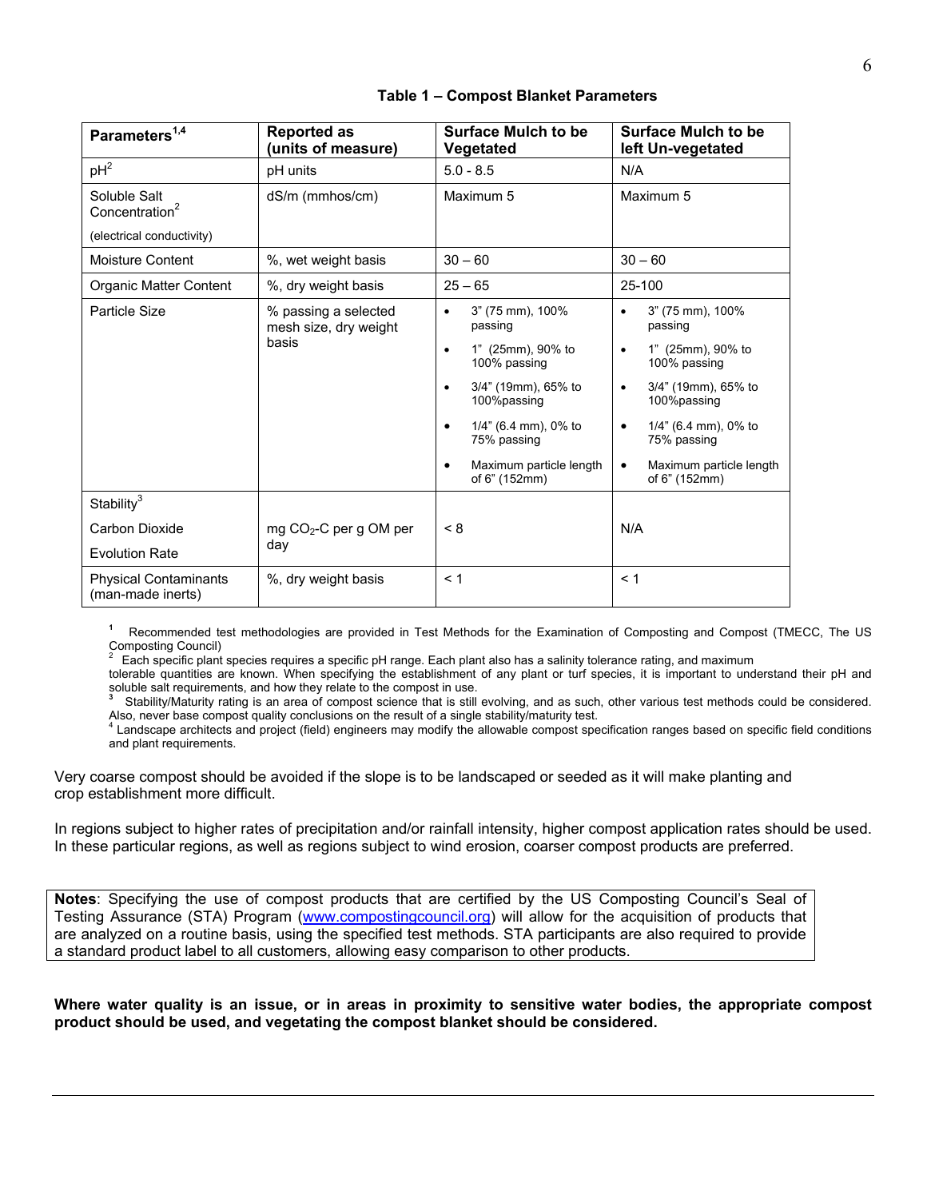**Table 1 – Compost Blanket Parameters**

| Parameters[1,4] | Reported as (units of measure) | Surface Mulch to be Vegetated | Surface Mulch to be left Un-vegetated |
|---|---|---|---|
| pH[2] | pH units | 5.0 - 8.5 | N/A |
| Soluble Salt Concentration[2] (electrical conductivity) | dS/m (mmhos/cm) | Maximum 5 | Maximum 5 |
| Moisture Content | %, wet weight basis | 30 – 60 | 30 – 60 |
| Organic Matter Content | %, dry weight basis | 25 – 65 | 25-100 |
| Particle Size | % passing a selected mesh size, dry weight basis | • 3" (75 mm), 100% passing<br>• 1" (25mm), 90% to 100% passing<br>• 3/4" (19mm), 65% to 100%passing<br>• 1/4" (6.4 mm), 0% to 75% passing<br>• Maximum particle length of 6" (152mm) | • 3" (75 mm), 100% passing<br>• 1" (25mm), 90% to 100% passing<br>• 3/4" (19mm), 65% to 100%passing<br>• 1/4" (6.4 mm), 0% to 75% passing<br>• Maximum particle length of 6" (152mm) |
| Stability[3] Carbon Dioxide Evolution Rate | mg $CO_2$-C per g OM per day | < 8 | N/A |
| Physical Contaminants (man-made inerts) | %, dry weight basis | < 1 | < 1 |

[1] Recommended test methodologies are provided in Test Methods for the Examination of Composting and Compost (TMECC, The US Composting Council)

[2] Each specific plant species requires a specific pH range. Each plant also has a salinity tolerance rating, and maximum tolerable quantities are known. When specifying the establishment of any plant or turf species, it is important to understand their pH and soluble salt requirements, and how they relate to the compost in use.

[3] Stability/Maturity rating is an area of compost science that is still evolving, and as such, other various test methods could be considered. Also, never base compost quality conclusions on the result of a single stability/maturity test.

[4] Landscape architects and project (field) engineers may modify the allowable compost specification ranges based on specific field conditions and plant requirements.

Very coarse compost should be avoided if the slope is to be landscaped or seeded as it will make planting and crop establishment more difficult.

In regions subject to higher rates of precipitation and/or rainfall intensity, higher compost application rates should be used. In these particular regions, as well as regions subject to wind erosion, coarser compost products are preferred.

**Notes**: Specifying the use of compost products that are certified by the US Composting Council's Seal of Testing Assurance (STA) Program (www.compostingcouncil.org) will allow for the acquisition of products that are analyzed on a routine basis, using the specified test methods. STA participants are also required to provide a standard product label to all customers, allowing easy comparison to other products.

**Where water quality is an issue, or in areas in proximity to sensitive water bodies, the appropriate compost product should be used, and vegetating the compost blanket should be considered.**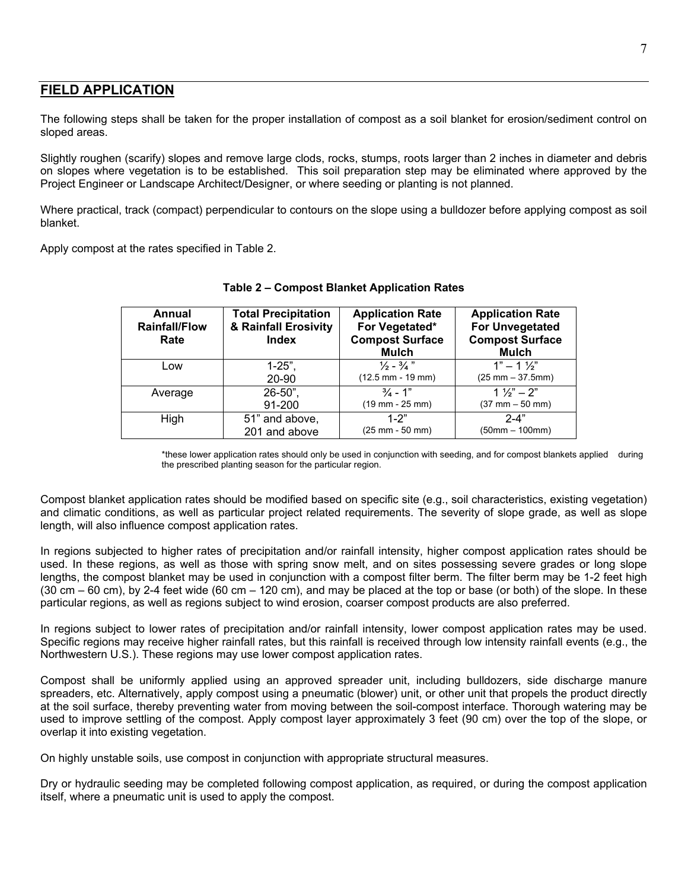## FIELD APPLICATION

The following steps shall be taken for the proper installation of compost as a soil blanket for erosion/sediment control on sloped areas.

Slightly roughen (scarify) slopes and remove large clods, rocks, stumps, roots larger than 2 inches in diameter and debris on slopes where vegetation is to be established. This soil preparation step may be eliminated where approved by the Project Engineer or Landscape Architect/Designer, or where seeding or planting is not planned.

Where practical, track (compact) perpendicular to contours on the slope using a bulldozer before applying compost as soil blanket.

Apply compost at the rates specified in Table 2.

**Table 2 – Compost Blanket Application Rates**

| Annual Rainfall/Flow Rate | Total Precipitation & Rainfall Erosivity Index | Application Rate For Vegetated* Compost Surface Mulch | Application Rate For Unvegetated Compost Surface Mulch |
|---|---|---|---|
| Low | 1-25", 20-90 | ½ - ¾ " (12.5 mm - 19 mm) | 1" – 1 ½" (25 mm – 37.5mm) |
| Average | 26-50", 91-200 | ¾ - 1" (19 mm - 25 mm) | 1 ½" – 2" (37 mm – 50 mm) |
| High | 51" and above, 201 and above | 1-2" (25 mm - 50 mm) | 2-4" (50mm – 100mm) |

*these lower application rates should only be used in conjunction with seeding, and for compost blankets applied during the prescribed planting season for the particular region.

Compost blanket application rates should be modified based on specific site (e.g., soil characteristics, existing vegetation) and climatic conditions, as well as particular project related requirements. The severity of slope grade, as well as slope length, will also influence compost application rates.

In regions subjected to higher rates of precipitation and/or rainfall intensity, higher compost application rates should be used. In these regions, as well as those with spring snow melt, and on sites possessing severe grades or long slope lengths, the compost blanket may be used in conjunction with a compost filter berm. The filter berm may be 1-2 feet high (30 cm – 60 cm), by 2-4 feet wide (60 cm – 120 cm), and may be placed at the top or base (or both) of the slope. In these particular regions, as well as regions subject to wind erosion, coarser compost products are also preferred.

In regions subject to lower rates of precipitation and/or rainfall intensity, lower compost application rates may be used. Specific regions may receive higher rainfall rates, but this rainfall is received through low intensity rainfall events (e.g., the Northwestern U.S.). These regions may use lower compost application rates.

Compost shall be uniformly applied using an approved spreader unit, including bulldozers, side discharge manure spreaders, etc. Alternatively, apply compost using a pneumatic (blower) unit, or other unit that propels the product directly at the soil surface, thereby preventing water from moving between the soil-compost interface. Thorough watering may be used to improve settling of the compost. Apply compost layer approximately 3 feet (90 cm) over the top of the slope, or overlap it into existing vegetation.

On highly unstable soils, use compost in conjunction with appropriate structural measures.

Dry or hydraulic seeding may be completed following compost application, as required, or during the compost application itself, where a pneumatic unit is used to apply the compost.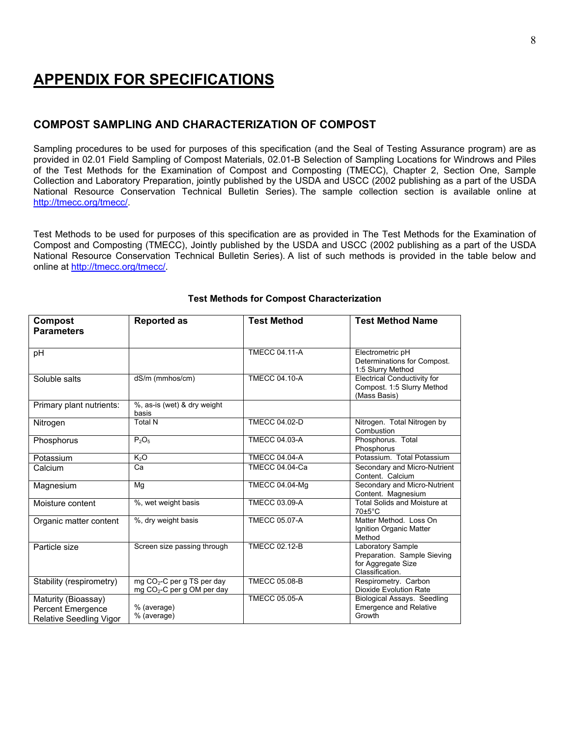# APPENDIX FOR SPECIFICATIONS

## COMPOST SAMPLING AND CHARACTERIZATION OF COMPOST

Sampling procedures to be used for purposes of this specification (and the Seal of Testing Assurance program) are as provided in 02.01 Field Sampling of Compost Materials, 02.01-B Selection of Sampling Locations for Windrows and Piles of the Test Methods for the Examination of Compost and Composting (TMECC), Chapter 2, Section One, Sample Collection and Laboratory Preparation, jointly published by the USDA and USCC (2002 publishing as a part of the USDA National Resource Conservation Technical Bulletin Series). The sample collection section is available online at http://tmecc.org/tmecc/.

Test Methods to be used for purposes of this specification are as provided in The Test Methods for the Examination of Compost and Composting (TMECC), Jointly published by the USDA and USCC (2002 publishing as a part of the USDA National Resource Conservation Technical Bulletin Series). A list of such methods is provided in the table below and online at http://tmecc.org/tmecc/.

**Test Methods for Compost Characterization**

| Compost Parameters | Reported as | Test Method | Test Method Name |
|---|---|---|---|
| pH | | TMECC 04.11-A | Electrometric pH Determinations for Compost. 1:5 Slurry Method |
| Soluble salts | dS/m (mmhos/cm) | TMECC 04.10-A | Electrical Conductivity for Compost. 1:5 Slurry Method (Mass Basis) |
| Primary plant nutrients: | %, as-is (wet) & dry weight basis | | |
| Nitrogen | Total N | TMECC 04.02-D | Nitrogen. Total Nitrogen by Combustion |
| Phosphorus | $P_2O_5$ | TMECC 04.03-A | Phosphorus. Total Phosphorus |
| Potassium | $K_2O$ | TMECC 04.04-A | Potassium. Total Potassium |
| Calcium | Ca | TMECC 04.04-Ca | Secondary and Micro-Nutrient Content. Calcium |
| Magnesium | Mg | TMECC 04.04-Mg | Secondary and Micro-Nutrient Content. Magnesium |
| Moisture content | %, wet weight basis | TMECC 03.09-A | Total Solids and Moisture at 70±5°C |
| Organic matter content | %, dry weight basis | TMECC 05.07-A | Matter Method. Loss On Ignition Organic Matter Method |
| Particle size | Screen size passing through | TMECC 02.12-B | Laboratory Sample Preparation. Sample Sieving for Aggregate Size Classification. |
| Stability (respirometry) | mg $CO_2$-C per g TS per day<br>mg $CO_2$-C per g OM per day | TMECC 05.08-B | Respirometry. Carbon Dioxide Evolution Rate |
| Maturity (Bioassay)<br>Percent Emergence<br>Relative Seedling Vigor | <br>% (average)<br>% (average) | TMECC 05.05-A | Biological Assays. Seedling Emergence and Relative Growth |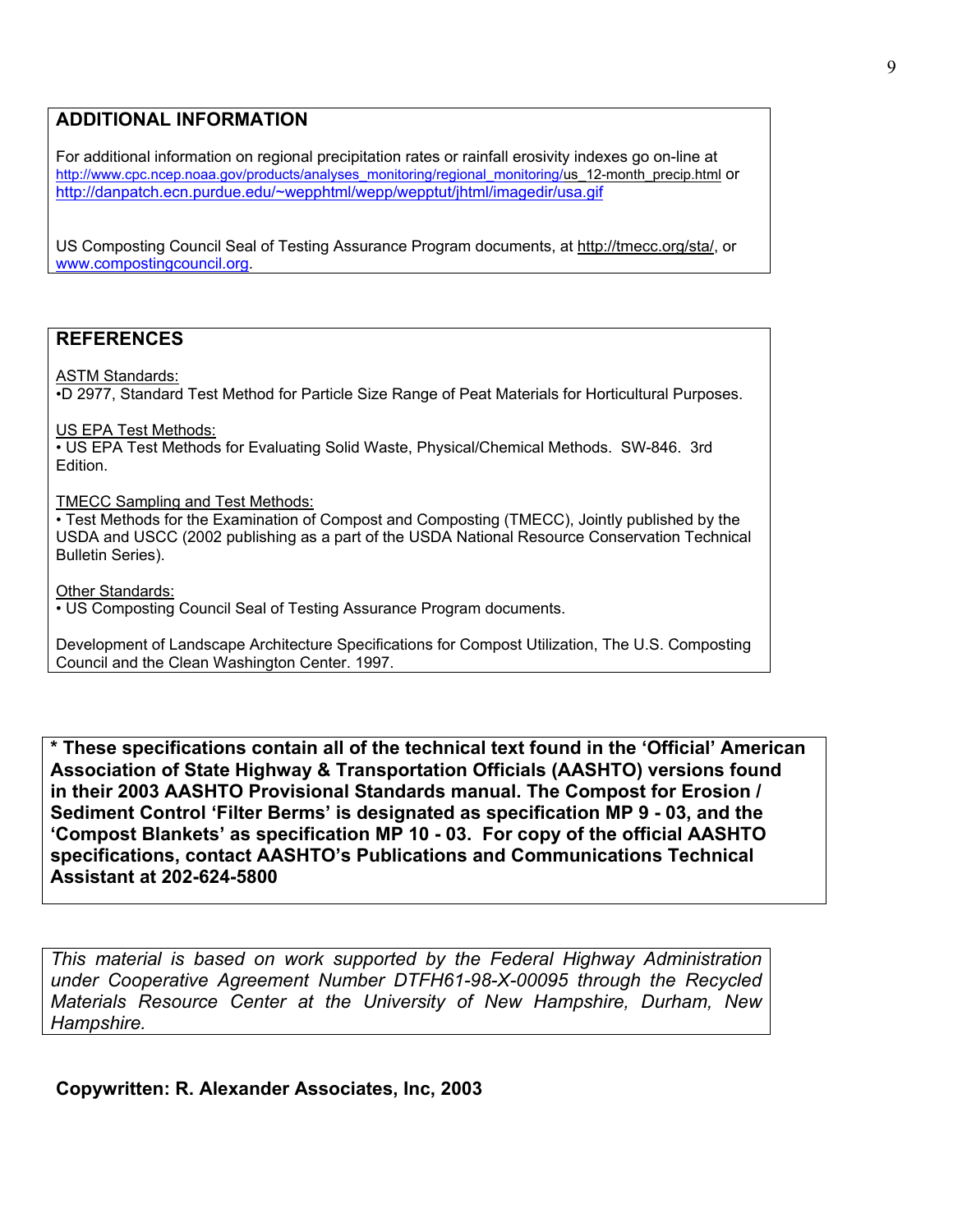## ADDITIONAL INFORMATION

For additional information on regional precipitation rates or rainfall erosivity indexes go on-line at http://www.cpc.ncep.noaa.gov/products/analyses_monitoring/regional_monitoring/us_12-month_precip.html or http://danpatch.ecn.purdue.edu/~wepphtml/wepp/wepptut/jhtml/imagedir/usa.gif

US Composting Council Seal of Testing Assurance Program documents, at http://tmecc.org/sta/, or www.compostingcouncil.org.

## REFERENCES

ASTM Standards:
•D 2977, Standard Test Method for Particle Size Range of Peat Materials for Horticultural Purposes.

US EPA Test Methods:
• US EPA Test Methods for Evaluating Solid Waste, Physical/Chemical Methods. SW-846. 3rd Edition.

TMECC Sampling and Test Methods:
• Test Methods for the Examination of Compost and Composting (TMECC), Jointly published by the USDA and USCC (2002 publishing as a part of the USDA National Resource Conservation Technical Bulletin Series).

Other Standards:
• US Composting Council Seal of Testing Assurance Program documents.

Development of Landscape Architecture Specifications for Compost Utilization, The U.S. Composting Council and the Clean Washington Center. 1997.

**\* These specifications contain all of the technical text found in the 'Official' American Association of State Highway & Transportation Officials (AASHTO) versions found in their 2003 AASHTO Provisional Standards manual. The Compost for Erosion / Sediment Control 'Filter Berms' is designated as specification MP 9 - 03, and the 'Compost Blankets' as specification MP 10 - 03. For copy of the official AASHTO specifications, contact AASHTO's Publications and Communications Technical Assistant at 202-624-5800**

*This material is based on work supported by the Federal Highway Administration under Cooperative Agreement Number DTFH61-98-X-00095 through the Recycled Materials Resource Center at the University of New Hampshire, Durham, New Hampshire.*

**Copywritten: R. Alexander Associates, Inc, 2003**